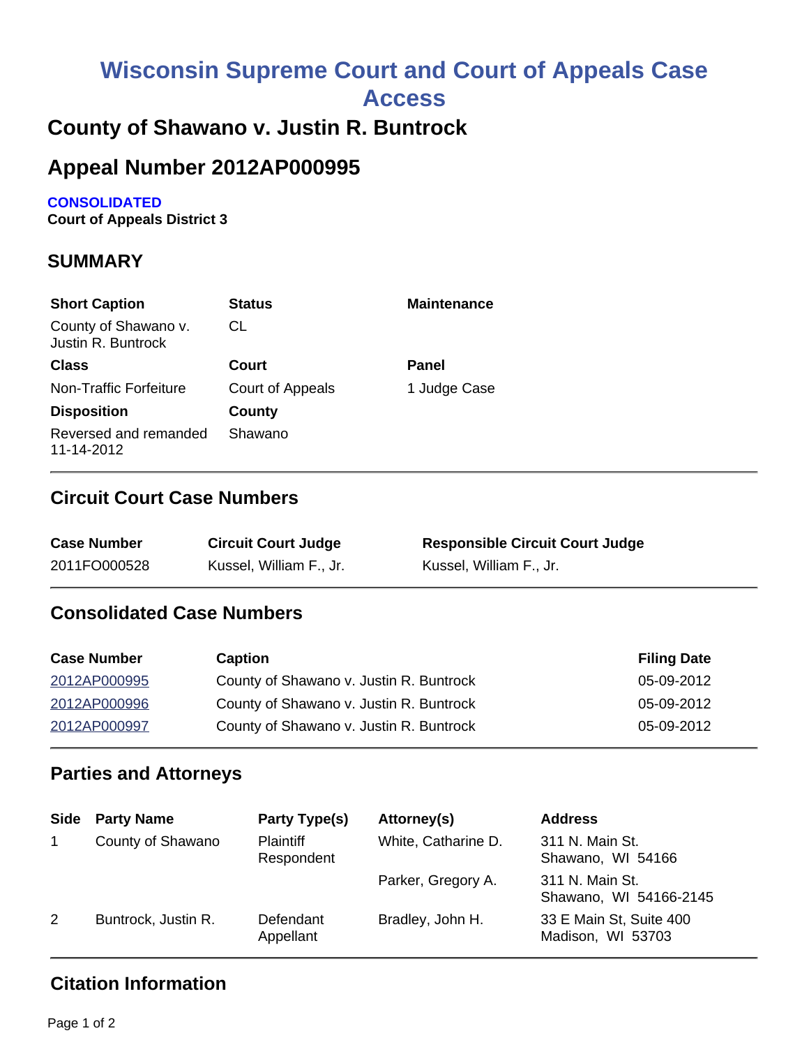# Wisconsin Supreme Court and Court of Appeals Case Access

## County of Shawano v. Justin R. Buntrock

## Appeal Number 2012AP000995

**CONSOLIDATED**
**Court of Appeals District 3**

## SUMMARY

| Short Caption | Status | Maintenance |
|---|---|---|
| County of Shawano v. Justin R. Buntrock | CL | |
| **Class** | **Court** | **Panel** |
| Non-Traffic Forfeiture | Court of Appeals | 1 Judge Case |
| **Disposition** | **County** | |
| Reversed and remanded 11-14-2012 | Shawano | |

## Circuit Court Case Numbers

| Case Number | Circuit Court Judge | Responsible Circuit Court Judge |
|---|---|---|
| 2011FO000528 | Kussel, William F., Jr. | Kussel, William F., Jr. |

## Consolidated Case Numbers

| Case Number | Caption | Filing Date |
|---|---|---|
| 2012AP000995 | County of Shawano v. Justin R. Buntrock | 05-09-2012 |
| 2012AP000996 | County of Shawano v. Justin R. Buntrock | 05-09-2012 |
| 2012AP000997 | County of Shawano v. Justin R. Buntrock | 05-09-2012 |

## Parties and Attorneys

| Side | Party Name | Party Type(s) | Attorney(s) | Address |
|---|---|---|---|---|
| 1 | County of Shawano | Plaintiff Respondent | White, Catharine D. | 311 N. Main St. Shawano, WI 54166 |
| | | | Parker, Gregory A. | 311 N. Main St. Shawano, WI 54166-2145 |
| 2 | Buntrock, Justin R. | Defendant Appellant | Bradley, John H. | 33 E Main St, Suite 400 Madison, WI 53703 |

## Citation Information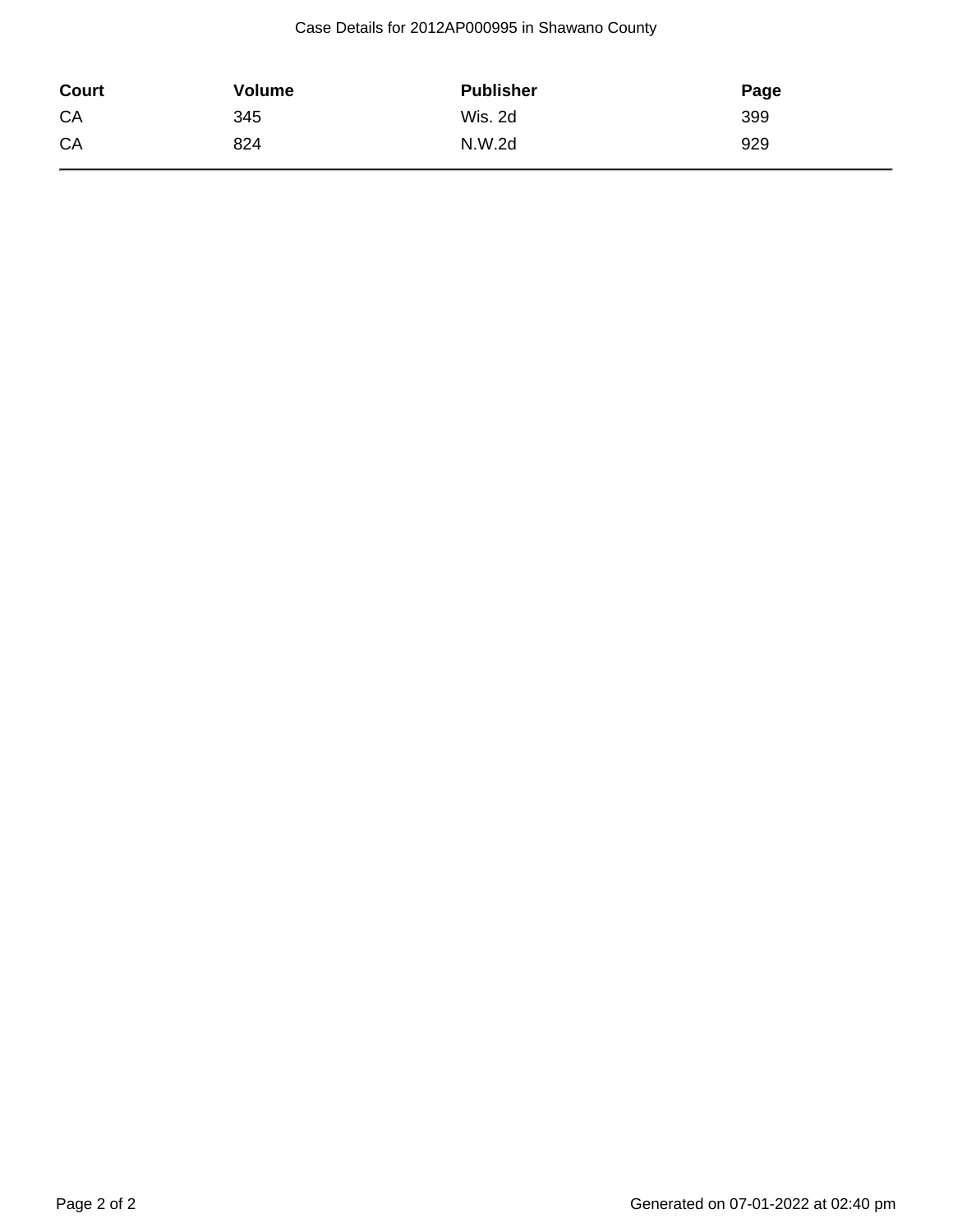| Court | Volume | Publisher | Page |
|---|---|---|---|
| CA | 345 | Wis. 2d | 399 |
| CA | 824 | N.W.2d | 929 |